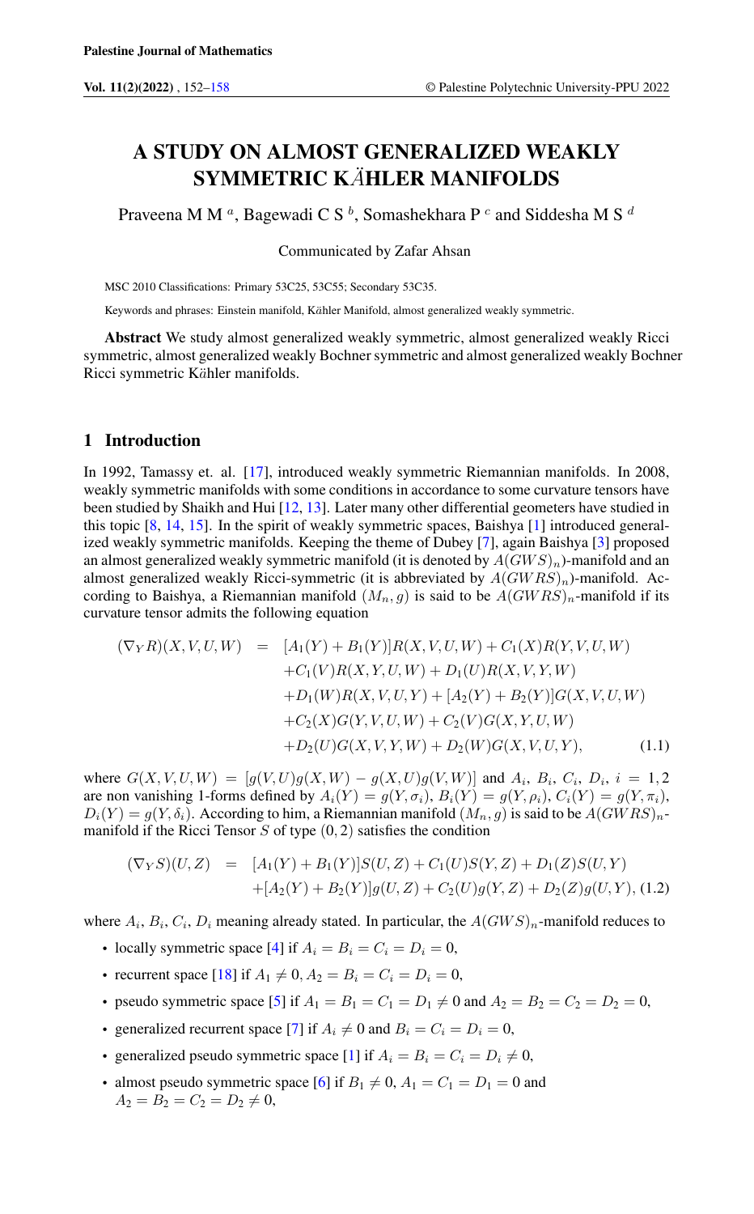# A STUDY ON ALMOST GENERALIZED WEAKLY SYMMETRIC KÄHLER MANIFOLDS

Praveena M M [a], Bagewadi C S [b], Somashekhara P [c] and Siddesha M S [d]

Communicated by Zafar Ahsan

MSC 2010 Classifications: Primary 53C25, 53C55; Secondary 53C35.

Keywords and phrases: Einstein manifold, Kähler Manifold, almost generalized weakly symmetric.

**Abstract** We study almost generalized weakly symmetric, almost generalized weakly Ricci symmetric, almost generalized weakly Bochner symmetric and almost generalized weakly Bochner Ricci symmetric Kähler manifolds.

## 1 Introduction

In 1992, Tamassy et. al. [17], introduced weakly symmetric Riemannian manifolds. In 2008, weakly symmetric manifolds with some conditions in accordance to some curvature tensors have been studied by Shaikh and Hui [12, 13]. Later many other differential geometers have studied in this topic [8, 14, 15]. In the spirit of weakly symmetric spaces, Baishya [1] introduced generalized weakly symmetric manifolds. Keeping the theme of Dubey [7], again Baishya [3] proposed an almost generalized weakly symmetric manifold (it is denoted by $A(GWS)_n$)-manifold and an almost generalized weakly Ricci-symmetric (it is abbreviated by $A(GWRS)_n$)-manifold. According to Baishya, a Riemannian manifold $(M_n, g)$ is said to be $A(GWRS)_n$-manifold if its curvature tensor admits the following equation

$$
\begin{aligned}
(\nabla_Y R)(X,V,U,W) &= [A_1(Y)+B_1(Y)]R(X,V,U,W)+C_1(X)R(Y,V,U,W) \\
&\quad +C_1(V)R(X,Y,U,W)+D_1(U)R(X,V,Y,W) \\
&\quad +D_1(W)R(X,V,U,Y)+[A_2(Y)+B_2(Y)]G(X,V,U,W) \\
&\quad +C_2(X)G(Y,V,U,W)+C_2(V)G(X,Y,U,W) \\
&\quad +D_2(U)G(X,V,Y,W)+D_2(W)G(X,V,U,Y), \qquad (1.1)
\end{aligned}
$$

where $G(X,V,U,W) = [g(V,U)g(X,W) - g(X,U)g(V,W)]$ and $A_i$, $B_i$, $C_i$, $D_i$, $i = 1,2$ are non vanishing 1-forms defined by $A_i(Y) = g(Y,\sigma_i)$, $B_i(Y) = g(Y,\rho_i)$, $C_i(Y) = g(Y,\pi_i)$, $D_i(Y) = g(Y,\delta_i)$. According to him, a Riemannian manifold $(M_n, g)$ is said to be $A(GWRS)_n$-manifold if the Ricci Tensor $S$ of type $(0,2)$ satisfies the condition

$$
\begin{aligned}
(\nabla_Y S)(U,Z) &= [A_1(Y)+B_1(Y)]S(U,Z)+C_1(U)S(Y,Z)+D_1(Z)S(U,Y) \\
&\quad +[A_2(Y)+B_2(Y)]g(U,Z)+C_2(U)g(Y,Z)+D_2(Z)g(U,Y), \quad (1.2)
\end{aligned}
$$

where $A_i$, $B_i$, $C_i$, $D_i$ meaning already stated. In particular, the $A(GWS)_n$-manifold reduces to

- locally symmetric space [4] if $A_i = B_i = C_i = D_i = 0$,
- recurrent space [18] if $A_1 \neq 0, A_2 = B_i = C_i = D_i = 0$,
- pseudo symmetric space [5] if $A_1 = B_1 = C_1 = D_1 \neq 0$ and $A_2 = B_2 = C_2 = D_2 = 0$,
- generalized recurrent space [7] if $A_i \neq 0$ and $B_i = C_i = D_i = 0$,
- generalized pseudo symmetric space [1] if $A_i = B_i = C_i = D_i \neq 0$,
- almost pseudo symmetric space [6] if $B_1 \neq 0$, $A_1 = C_1 = D_1 = 0$ and $A_2 = B_2 = C_2 = D_2 \neq 0$,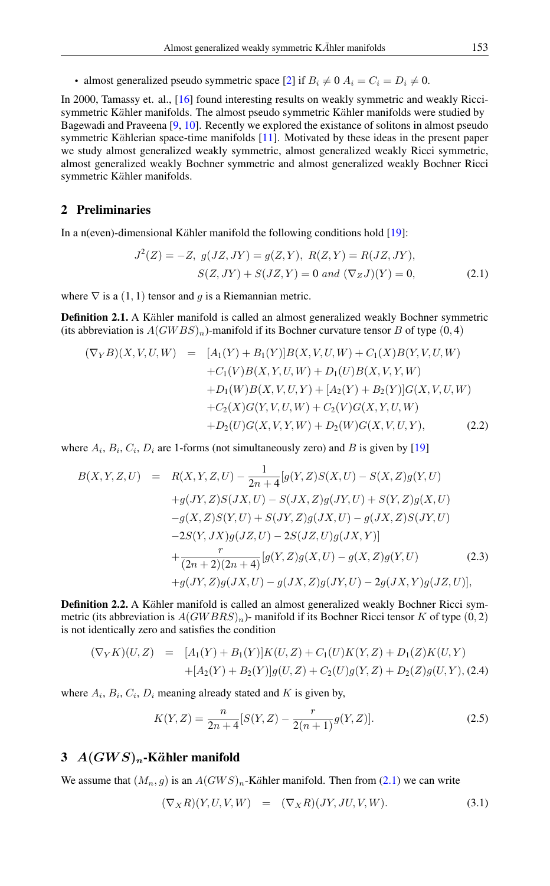- almost generalized pseudo symmetric space [2] if $B_i \neq 0$ $A_i = C_i = D_i \neq 0$.

In 2000, Tamassy et. al., [16] found interesting results on weakly symmetric and weakly Ricci-symmetric Kähler manifolds. The almost pseudo symmetric Kähler manifolds were studied by Bagewadi and Praveena [9, 10]. Recently we explored the existance of solitons in almost pseudo symmetric Kählerian space-time manifolds [11]. Motivated by these ideas in the present paper we study almost generalized weakly symmetric, almost generalized weakly Ricci symmetric, almost generalized weakly Bochner symmetric and almost generalized weakly Bochner Ricci symmetric Kähler manifolds.

## 2 Preliminaries

In a n(even)-dimensional Kähler manifold the following conditions hold [19]:

$$J^2(Z) = -Z, \; g(JZ, JY) = g(Z, Y), \; R(Z, Y) = R(JZ, JY),$$
$$S(Z, JY) + S(JZ, Y) = 0 \; and \; (\nabla_Z J)(Y) = 0, \tag{2.1}$$

where $\nabla$ is a $(1, 1)$ tensor and $g$ is a Riemannian metric.

**Definition 2.1.** A Kähler manifold is called an almost generalized weakly Bochner symmetric (its abbreviation is $A(GWBS)_n$)-manifold if its Bochner curvature tensor $B$ of type $(0, 4)$

$$\begin{aligned}
(\nabla_Y B)(X, V, U, W) &= [A_1(Y) + B_1(Y)]B(X, V, U, W) + C_1(X)B(Y, V, U, W) \\
&\quad + C_1(V)B(X, Y, U, W) + D_1(U)B(X, V, Y, W) \\
&\quad + D_1(W)B(X, V, U, Y) + [A_2(Y) + B_2(Y)]G(X, V, U, W) \\
&\quad + C_2(X)G(Y, V, U, W) + C_2(V)G(X, Y, U, W) \\
&\quad + D_2(U)G(X, V, Y, W) + D_2(W)G(X, V, U, Y),
\end{aligned} \tag{2.2}$$

where $A_i$, $B_i$, $C_i$, $D_i$ are 1-forms (not simultaneously zero) and $B$ is given by [19]

$$\begin{aligned}
B(X, Y, Z, U) &= R(X, Y, Z, U) - \frac{1}{2n+4}[g(Y, Z)S(X, U) - S(X, Z)g(Y, U) \\
&\quad + g(JY, Z)S(JX, U) - S(JX, Z)g(JY, U) + S(Y, Z)g(X, U) \\
&\quad - g(X, Z)S(Y, U) + S(JY, Z)g(JX, U) - g(JX, Z)S(JY, U) \\
&\quad - 2S(Y, JX)g(JZ, U) - 2S(JZ, U)g(JX, Y)] \\
&\quad + \frac{r}{(2n+2)(2n+4)}[g(Y, Z)g(X, U) - g(X, Z)g(Y, U) \\
&\quad + g(JY, Z)g(JX, U) - g(JX, Z)g(JY, U) - 2g(JX, Y)g(JZ, U)],
\end{aligned} \tag{2.3}$$

**Definition 2.2.** A Kähler manifold is called an almost generalized weakly Bochner Ricci symmetric (its abbreviation is $A(GWBRS)_n$)- manifold if its Bochner Ricci tensor $K$ of type $(0, 2)$ is not identically zero and satisfies the condition

$$\begin{aligned}
(\nabla_Y K)(U, Z) &= [A_1(Y) + B_1(Y)]K(U, Z) + C_1(U)K(Y, Z) + D_1(Z)K(U, Y) \\
&\quad + [A_2(Y) + B_2(Y)]g(U, Z) + C_2(U)g(Y, Z) + D_2(Z)g(U, Y),
\end{aligned} \tag{2.4}$$

where $A_i$, $B_i$, $C_i$, $D_i$ meaning already stated and $K$ is given by,

$$K(Y, Z) = \frac{n}{2n+4}[S(Y, Z) - \frac{r}{2(n+1)}g(Y, Z)]. \tag{2.5}$$

## 3 $A(GWS)_n$-Kähler manifold

We assume that $(M_n, g)$ is an $A(GWS)_n$-Kähler manifold. Then from (2.1) we can write

$$(\nabla_X R)(Y, U, V, W) = (\nabla_X R)(JY, JU, V, W). \tag{3.1}$$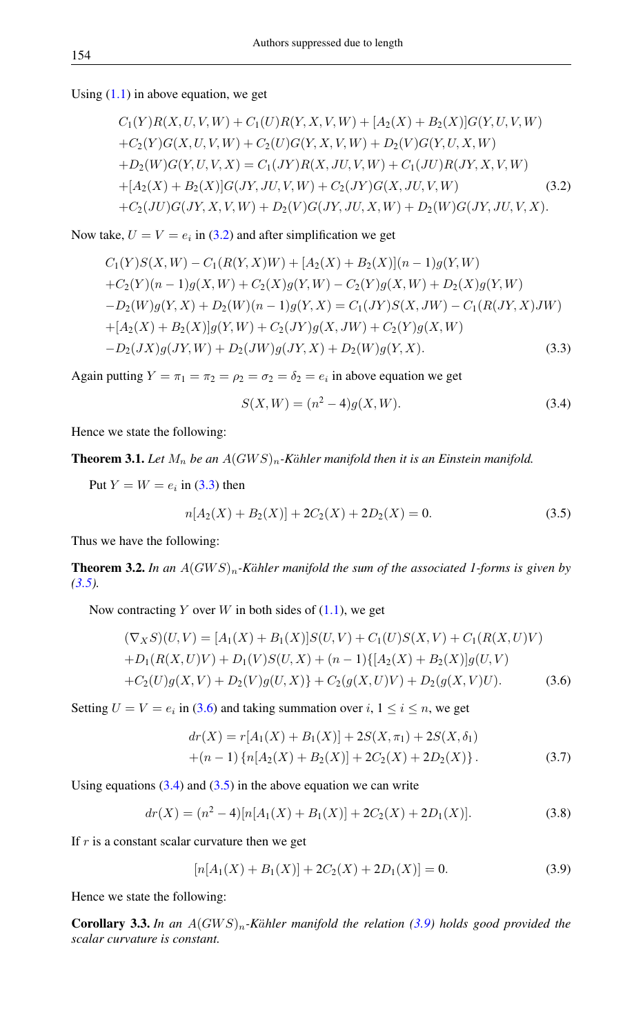Using (1.1) in above equation, we get

$$
\begin{aligned}
&C_1(Y)R(X,U,V,W) + C_1(U)R(Y,X,V,W) + [A_2(X)+B_2(X)]G(Y,U,V,W)\\
&+C_2(Y)G(X,U,V,W) + C_2(U)G(Y,X,V,W) + D_2(V)G(Y,U,X,W)\\
&+D_2(W)G(Y,U,V,X) = C_1(JY)R(X,JU,V,W) + C_1(JU)R(JY,X,V,W)\\
&+[A_2(X)+B_2(X)]G(JY,JU,V,W) + C_2(JY)G(X,JU,V,W)\\
&+C_2(JU)G(JY,X,V,W) + D_2(V)G(JY,JU,X,W) + D_2(W)G(JY,JU,V,X).
\end{aligned} \tag{3.2}
$$

Now take, $U = V = e_i$ in (3.2) and after simplification we get

$$
\begin{aligned}
&C_1(Y)S(X,W) - C_1(R(Y,X)W) + [A_2(X)+B_2(X)](n-1)g(Y,W)\\
&+C_2(Y)(n-1)g(X,W) + C_2(X)g(Y,W) - C_2(Y)g(X,W) + D_2(X)g(Y,W)\\
&-D_2(W)g(Y,X) + D_2(W)(n-1)g(Y,X) = C_1(JY)S(X,JW) - C_1(R(JY,X)JW)\\
&+[A_2(X)+B_2(X)]g(Y,W) + C_2(JY)g(X,JW) + C_2(Y)g(X,W)\\
&-D_2(JX)g(JY,W) + D_2(JW)g(JY,X) + D_2(W)g(Y,X).
\end{aligned} \tag{3.3}
$$

Again putting $Y = \pi_1 = \pi_2 = \rho_2 = \sigma_2 = \delta_2 = e_i$ in above equation we get

$$
S(X,W) = (n^2-4)g(X,W). \tag{3.4}
$$

Hence we state the following:

**Theorem 3.1.** *Let $M_n$ be an $A(GWS)_n$-Kähler manifold then it is an Einstein manifold.*

Put $Y = W = e_i$ in (3.3) then

$$
n[A_2(X)+B_2(X)] + 2C_2(X) + 2D_2(X) = 0. \tag{3.5}
$$

Thus we have the following:

**Theorem 3.2.** *In an $A(GWS)_n$-Kähler manifold the sum of the associated 1-forms is given by (3.5).*

Now contracting $Y$ over $W$ in both sides of (1.1), we get

$$
\begin{aligned}
&(\nabla_X S)(U,V) = [A_1(X)+B_1(X)]S(U,V) + C_1(U)S(X,V) + C_1(R(X,U)V)\\
&+D_1(R(X,U)V) + D_1(V)S(U,X) + (n-1)\{[A_2(X)+B_2(X)]g(U,V)\\
&+C_2(U)g(X,V) + D_2(V)g(U,X)\} + C_2(g(X,U)V) + D_2(g(X,V)U).
\end{aligned} \tag{3.6}
$$

Setting $U = V = e_i$ in (3.6) and taking summation over $i$, $1 \le i \le n$, we get

$$
\begin{aligned}
&dr(X) = r[A_1(X)+B_1(X)] + 2S(X,\pi_1) + 2S(X,\delta_1)\\
&+(n-1)\left\{n[A_2(X)+B_2(X)] + 2C_2(X) + 2D_2(X)\right\}.
\end{aligned} \tag{3.7}
$$

Using equations (3.4) and (3.5) in the above equation we can write

$$
dr(X) = (n^2-4)[n[A_1(X)+B_1(X)] + 2C_2(X) + 2D_1(X)]. \tag{3.8}
$$

If $r$ is a constant scalar curvature then we get

$$
[n[A_1(X)+B_1(X)] + 2C_2(X) + 2D_1(X)] = 0. \tag{3.9}
$$

Hence we state the following:

**Corollary 3.3.** *In an $A(GWS)_n$-Kähler manifold the relation (3.9) holds good provided the scalar curvature is constant.*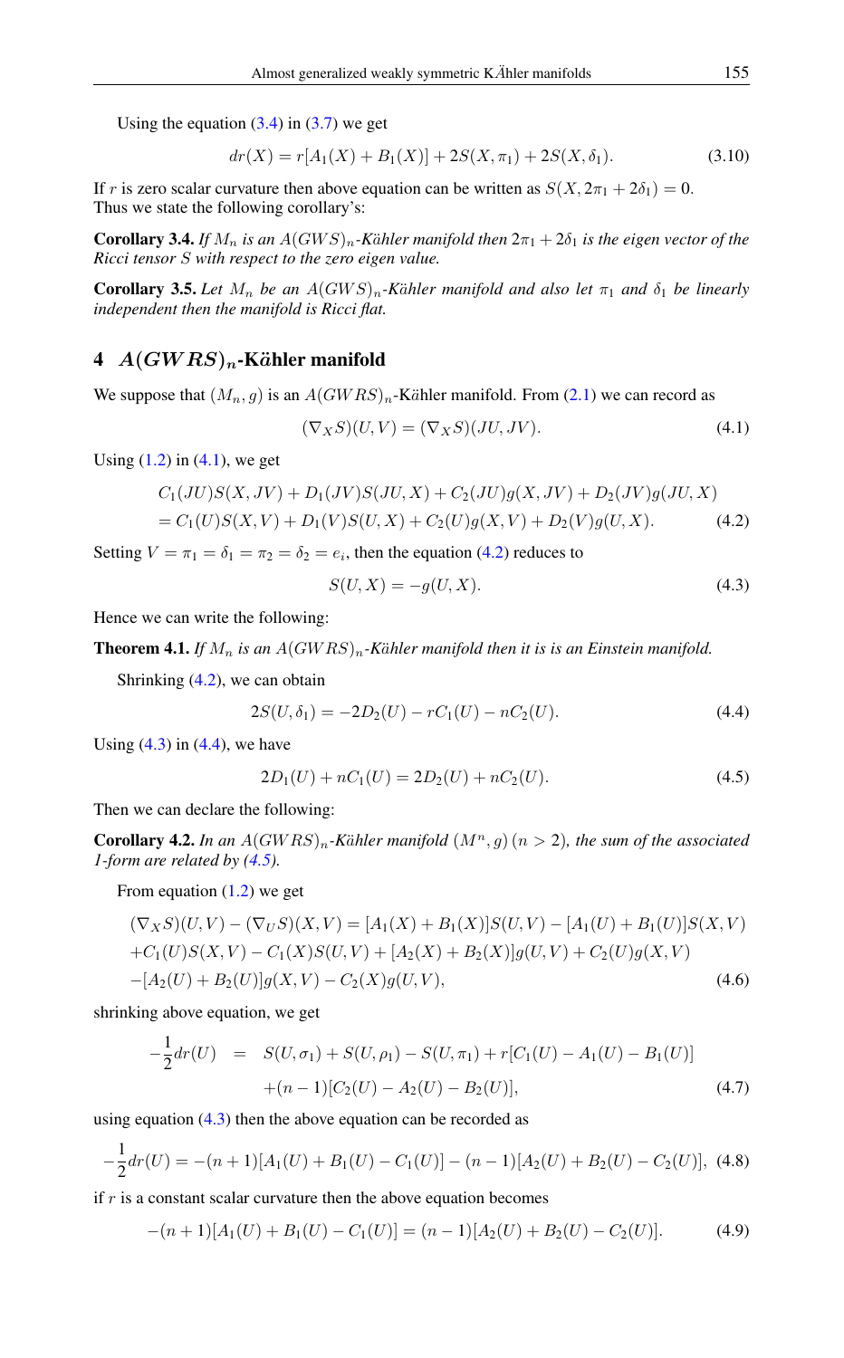Using the equation (3.4) in (3.7) we get

$$dr(X) = r[A_1(X) + B_1(X)] + 2S(X, \pi_1) + 2S(X, \delta_1). \tag{3.10}$$

If $r$ is zero scalar curvature then above equation can be written as $S(X, 2\pi_1 + 2\delta_1) = 0$. Thus we state the following corollary's:

**Corollary 3.4.** *If $M_n$ is an $A(GWS)_n$-Kähler manifold then $2\pi_1 + 2\delta_1$ is the eigen vector of the Ricci tensor $S$ with respect to the zero eigen value.*

**Corollary 3.5.** *Let $M_n$ be an $A(GWS)_n$-Kähler manifold and also let $\pi_1$ and $\delta_1$ be linearly independent then the manifold is Ricci flat.*

## 4 $A(GWRS)_n$-Kähler manifold

We suppose that $(M_n, g)$ is an $A(GWRS)_n$-Kähler manifold. From (2.1) we can record as

$$(\nabla_X S)(U, V) = (\nabla_X S)(JU, JV). \tag{4.1}$$

Using (1.2) in (4.1), we get

$$\begin{aligned} &C_1(JU)S(X, JV) + D_1(JV)S(JU, X) + C_2(JU)g(X, JV) + D_2(JV)g(JU, X) \\ &= C_1(U)S(X, V) + D_1(V)S(U, X) + C_2(U)g(X, V) + D_2(V)g(U, X). \end{aligned} \tag{4.2}$$

Setting $V = \pi_1 = \delta_1 = \pi_2 = \delta_2 = e_i$, then the equation (4.2) reduces to

$$S(U, X) = -g(U, X). \tag{4.3}$$

Hence we can write the following:

**Theorem 4.1.** *If $M_n$ is an $A(GWRS)_n$-Kähler manifold then it is is an Einstein manifold.*

Shrinking (4.2), we can obtain

$$2S(U, \delta_1) = -2D_2(U) - rC_1(U) - nC_2(U). \tag{4.4}$$

Using (4.3) in (4.4), we have

$$2D_1(U) + nC_1(U) = 2D_2(U) + nC_2(U). \tag{4.5}$$

Then we can declare the following:

**Corollary 4.2.** *In an $A(GWRS)_n$-Kähler manifold $(M^n, g)$ $(n > 2)$, the sum of the associated 1-form are related by (4.5).*

From equation (1.2) we get

$$\begin{aligned} &(\nabla_X S)(U, V) - (\nabla_U S)(X, V) = [A_1(X) + B_1(X)]S(U, V) - [A_1(U) + B_1(U)]S(X, V) \\ &+ C_1(U)S(X, V) - C_1(X)S(U, V) + [A_2(X) + B_2(X)]g(U, V) + C_2(U)g(X, V) \\ &- [A_2(U) + B_2(U)]g(X, V) - C_2(X)g(U, V), \end{aligned} \tag{4.6}$$

shrinking above equation, we get

$$\begin{aligned} -\frac{1}{2}dr(U) \;=\;& S(U, \sigma_1) + S(U, \rho_1) - S(U, \pi_1) + r[C_1(U) - A_1(U) - B_1(U)] \\ &+ (n-1)[C_2(U) - A_2(U) - B_2(U)], \end{aligned} \tag{4.7}$$

using equation (4.3) then the above equation can be recorded as

$$-\frac{1}{2}dr(U) = -(n+1)[A_1(U) + B_1(U) - C_1(U)] - (n-1)[A_2(U) + B_2(U) - C_2(U)], \tag{4.8}$$

if $r$ is a constant scalar curvature then the above equation becomes

$$-(n+1)[A_1(U) + B_1(U) - C_1(U)] = (n-1)[A_2(U) + B_2(U) - C_2(U)]. \tag{4.9}$$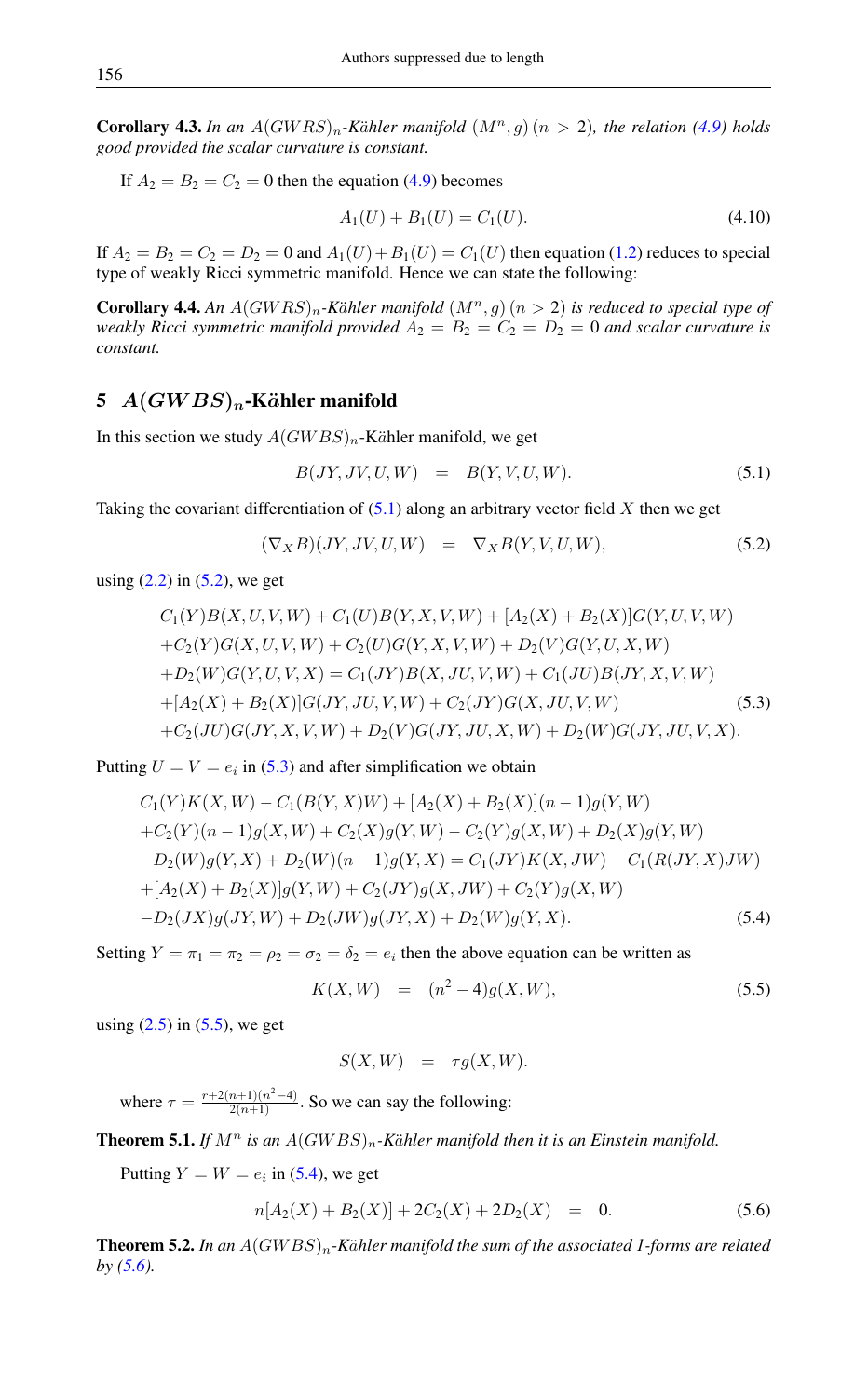**Corollary 4.3.** *In an $A(GWRS)_n$-Kähler manifold $(M^n, g)\,(n > 2)$, the relation (4.9) holds good provided the scalar curvature is constant.*

If $A_2 = B_2 = C_2 = 0$ then the equation (4.9) becomes

$$A_1(U) + B_1(U) = C_1(U). \tag{4.10}$$

If $A_2 = B_2 = C_2 = D_2 = 0$ and $A_1(U) + B_1(U) = C_1(U)$ then equation (1.2) reduces to special type of weakly Ricci symmetric manifold. Hence we can state the following:

**Corollary 4.4.** *An $A(GWRS)_n$-Kähler manifold $(M^n, g)\,(n > 2)$ is reduced to special type of weakly Ricci symmetric manifold provided $A_2 = B_2 = C_2 = D_2 = 0$ and scalar curvature is constant.*

## 5 $A(GWBS)_n$-Kähler manifold

In this section we study $A(GWBS)_n$-Kähler manifold, we get

$$B(JY, JV, U, W) \;\; = \;\; B(Y, V, U, W). \tag{5.1}$$

Taking the covariant differentiation of (5.1) along an arbitrary vector field $X$ then we get

$$(\nabla_X B)(JY, JV, U, W) \;\; = \;\; \nabla_X B(Y, V, U, W), \tag{5.2}$$

using (2.2) in (5.2), we get

$$\begin{aligned}
&C_1(Y)B(X,U,V,W) + C_1(U)B(Y,X,V,W) + [A_2(X) + B_2(X)]G(Y,U,V,W)\\
&+C_2(Y)G(X,U,V,W) + C_2(U)G(Y,X,V,W) + D_2(V)G(Y,U,X,W)\\
&+D_2(W)G(Y,U,V,X) = C_1(JY)B(X,JU,V,W) + C_1(JU)B(JY,X,V,W)\\
&+[A_2(X) + B_2(X)]G(JY,JU,V,W) + C_2(JY)G(X,JU,V,W)\\
&+C_2(JU)G(JY,X,V,W) + D_2(V)G(JY,JU,X,W) + D_2(W)G(JY,JU,V,X).
\end{aligned} \tag{5.3}$$

Putting $U = V = e_i$ in (5.3) and after simplification we obtain

$$\begin{aligned}
&C_1(Y)K(X,W) - C_1(B(Y,X)W) + [A_2(X) + B_2(X)](n-1)g(Y,W)\\
&+C_2(Y)(n-1)g(X,W) + C_2(X)g(Y,W) - C_2(Y)g(X,W) + D_2(X)g(Y,W)\\
&-D_2(W)g(Y,X) + D_2(W)(n-1)g(Y,X) = C_1(JY)K(X,JW) - C_1(R(JY,X)JW)\\
&+[A_2(X) + B_2(X)]g(Y,W) + C_2(JY)g(X,JW) + C_2(Y)g(X,W)\\
&-D_2(JX)g(JY,W) + D_2(JW)g(JY,X) + D_2(W)g(Y,X).
\end{aligned} \tag{5.4}$$

Setting $Y = \pi_1 = \pi_2 = \rho_2 = \sigma_2 = \delta_2 = e_i$ then the above equation can be written as

$$K(X, W) \;\; = \;\; (n^2 - 4)g(X, W), \tag{5.5}$$

using (2.5) in (5.5), we get

$$S(X, W) \;\; = \;\; \tau g(X, W).$$

where $\tau = \frac{r + 2(n+1)(n^2-4)}{2(n+1)}$. So we can say the following:

**Theorem 5.1.** *If $M^n$ is an $A(GWBS)_n$-Kähler manifold then it is an Einstein manifold.*

Putting $Y = W = e_i$ in (5.4), we get

$$n[A_2(X) + B_2(X)] + 2C_2(X) + 2D_2(X) \;\; = \;\; 0. \tag{5.6}$$

**Theorem 5.2.** *In an $A(GWBS)_n$-Kähler manifold the sum of the associated 1-forms are related by (5.6).*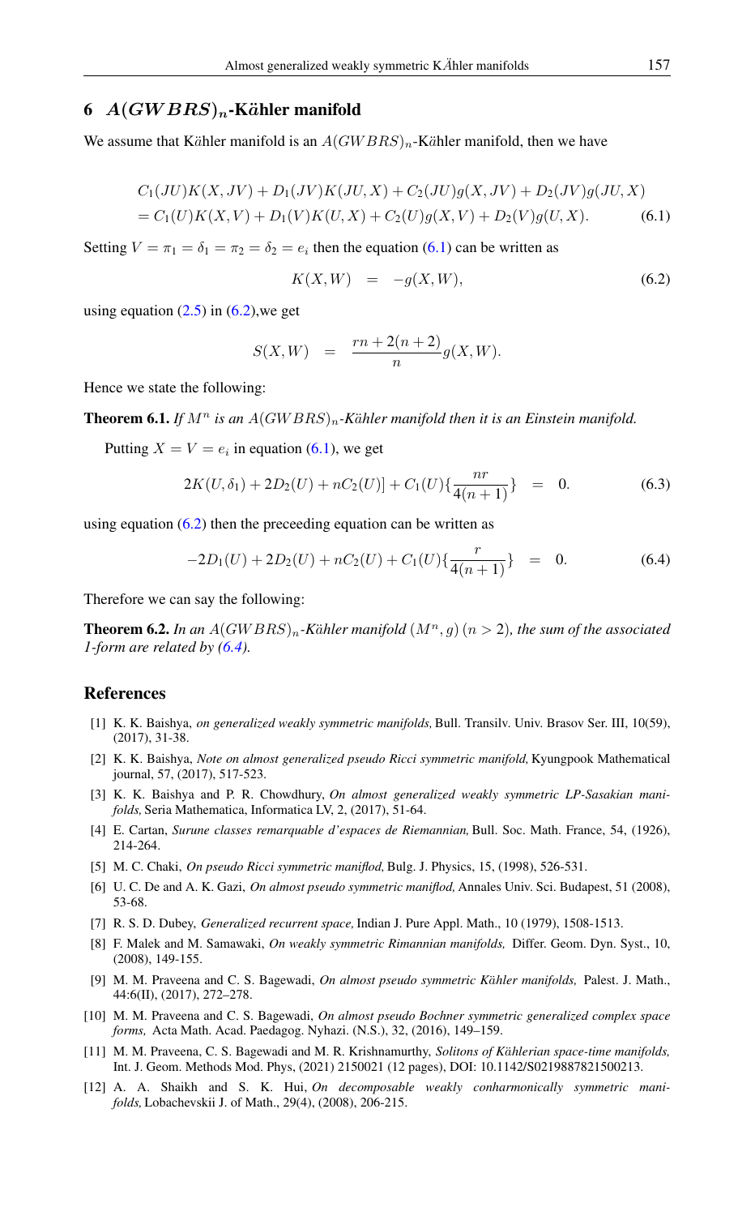## 6 $A(GWBRS)_n$-Kähler manifold

We assume that Kähler manifold is an $A(GWBRS)_n$-Kähler manifold, then we have

$$
\begin{aligned}
&C_1(JU)K(X, JV) + D_1(JV)K(JU, X) + C_2(JU)g(X, JV) + D_2(JV)g(JU, X) \\
&= C_1(U)K(X, V) + D_1(V)K(U, X) + C_2(U)g(X, V) + D_2(V)g(U, X). \qquad (6.1)
\end{aligned}
$$

Setting $V = \pi_1 = \delta_1 = \pi_2 = \delta_2 = e_i$ then the equation (6.1) can be written as

$$
K(X, W) \quad = \quad -g(X, W), \qquad (6.2)
$$

using equation (2.5) in (6.2),we get

$$
S(X, W) \quad = \quad \frac{rn + 2(n+2)}{n} g(X, W).
$$

Hence we state the following:

**Theorem 6.1.** *If $M^n$ is an $A(GWBRS)_n$-Kähler manifold then it is an Einstein manifold.*

Putting $X = V = e_i$ in equation (6.1), we get

$$
2K(U, \delta_1) + 2D_2(U) + nC_2(U)] + C_1(U)\{\frac{nr}{4(n+1)}\} \quad = \quad 0. \qquad (6.3)
$$

using equation (6.2) then the preceeding equation can be written as

$$
-2D_1(U) + 2D_2(U) + nC_2(U) + C_1(U)\{\frac{r}{4(n+1)}\} \quad = \quad 0. \qquad (6.4)
$$

Therefore we can say the following:

**Theorem 6.2.** *In an $A(GWBRS)_n$-Kähler manifold $(M^n, g)$ $(n > 2)$, the sum of the associated 1-form are related by (6.4).*

## References

[1] K. K. Baishya, *on generalized weakly symmetric manifolds,* Bull. Transilv. Univ. Brasov Ser. III, 10(59), (2017), 31-38.

[2] K. K. Baishya, *Note on almost generalized pseudo Ricci symmetric manifold,* Kyungpook Mathematical journal, 57, (2017), 517-523.

[3] K. K. Baishya and P. R. Chowdhury, *On almost generalized weakly symmetric LP-Sasakian manifolds,* Seria Mathematica, Informatica LV, 2, (2017), 51-64.

[4] E. Cartan, *Surune classes remarquable d'espaces de Riemannian,* Bull. Soc. Math. France, 54, (1926), 214-264.

[5] M. C. Chaki, *On pseudo Ricci symmetric maniflod,* Bulg. J. Physics, 15, (1998), 526-531.

[6] U. C. De and A. K. Gazi, *On almost pseudo symmetric maniflod,* Annales Univ. Sci. Budapest, 51 (2008), 53-68.

[7] R. S. D. Dubey, *Generalized recurrent space,* Indian J. Pure Appl. Math., 10 (1979), 1508-1513.

[8] F. Malek and M. Samawaki, *On weakly symmetric Rimannian manifolds,* Differ. Geom. Dyn. Syst., 10, (2008), 149-155.

[9] M. M. Praveena and C. S. Bagewadi, *On almost pseudo symmetric Kähler manifolds,* Palest. J. Math., 44:6(II), (2017), 272–278.

[10] M. M. Praveena and C. S. Bagewadi, *On almost pseudo Bochner symmetric generalized complex space forms,* Acta Math. Acad. Paedagog. Nyhazi. (N.S.), 32, (2016), 149–159.

[11] M. M. Praveena, C. S. Bagewadi and M. R. Krishnamurthy, *Solitons of Kählerian space-time manifolds,* Int. J. Geom. Methods Mod. Phys, (2021) 2150021 (12 pages), DOI: 10.1142/S0219887821500213.

[12] A. A. Shaikh and S. K. Hui, *On decomposable weakly conharmonically symmetric manifolds,* Lobachevskii J. of Math., 29(4), (2008), 206-215.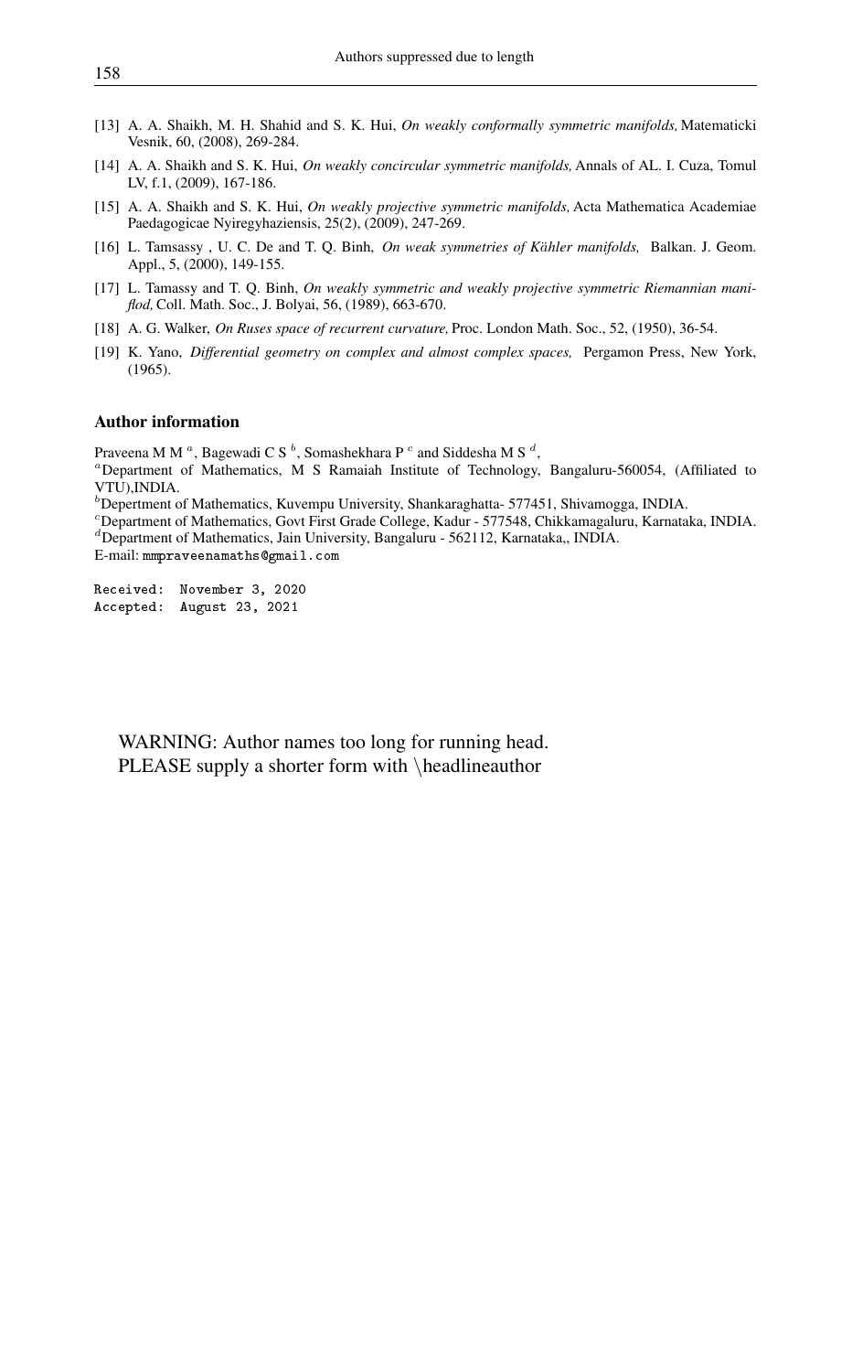[13] A. A. Shaikh, M. H. Shahid and S. K. Hui, *On weakly conformally symmetric manifolds,* Matematicki Vesnik, 60, (2008), 269-284.

[14] A. A. Shaikh and S. K. Hui, *On weakly concircular symmetric manifolds,* Annals of AL. I. Cuza, Tomul LV, f.1, (2009), 167-186.

[15] A. A. Shaikh and S. K. Hui, *On weakly projective symmetric manifolds,* Acta Mathematica Academiae Paedagogicae Nyiregyhaziensis, 25(2), (2009), 247-269.

[16] L. Tamsassy , U. C. De and T. Q. Binh, *On weak symmetries of Kähler manifolds,* Balkan. J. Geom. Appl., 5, (2000), 149-155.

[17] L. Tamassy and T. Q. Binh, *On weakly symmetric and weakly projective symmetric Riemannian maniflod,* Coll. Math. Soc., J. Bolyai, 56, (1989), 663-670.

[18] A. G. Walker, *On Ruses space of recurrent curvature,* Proc. London Math. Soc., 52, (1950), 36-54.

[19] K. Yano, *Differential geometry on complex and almost complex spaces,* Pergamon Press, New York, (1965).

### Author information

Praveena M M [a], Bagewadi C S [b], Somashekhara P [c] and Siddesha M S [d],
[a]Department of Mathematics, M S Ramaiah Institute of Technology, Bangaluru-560054, (Affiliated to VTU),INDIA.
[b]Depertment of Mathematics, Kuvempu University, Shankaraghatta- 577451, Shivamogga, INDIA.
[c]Department of Mathematics, Govt First Grade College, Kadur - 577548, Chikkamagaluru, Karnataka, INDIA.
[d]Department of Mathematics, Jain University, Bangaluru - 562112, Karnataka,, INDIA.
E-mail: mmpraveenamaths@gmail.com

Received: November 3, 2020
Accepted: August 23, 2021

WARNING: Author names too long for running head.
PLEASE supply a shorter form with \headlineauthor